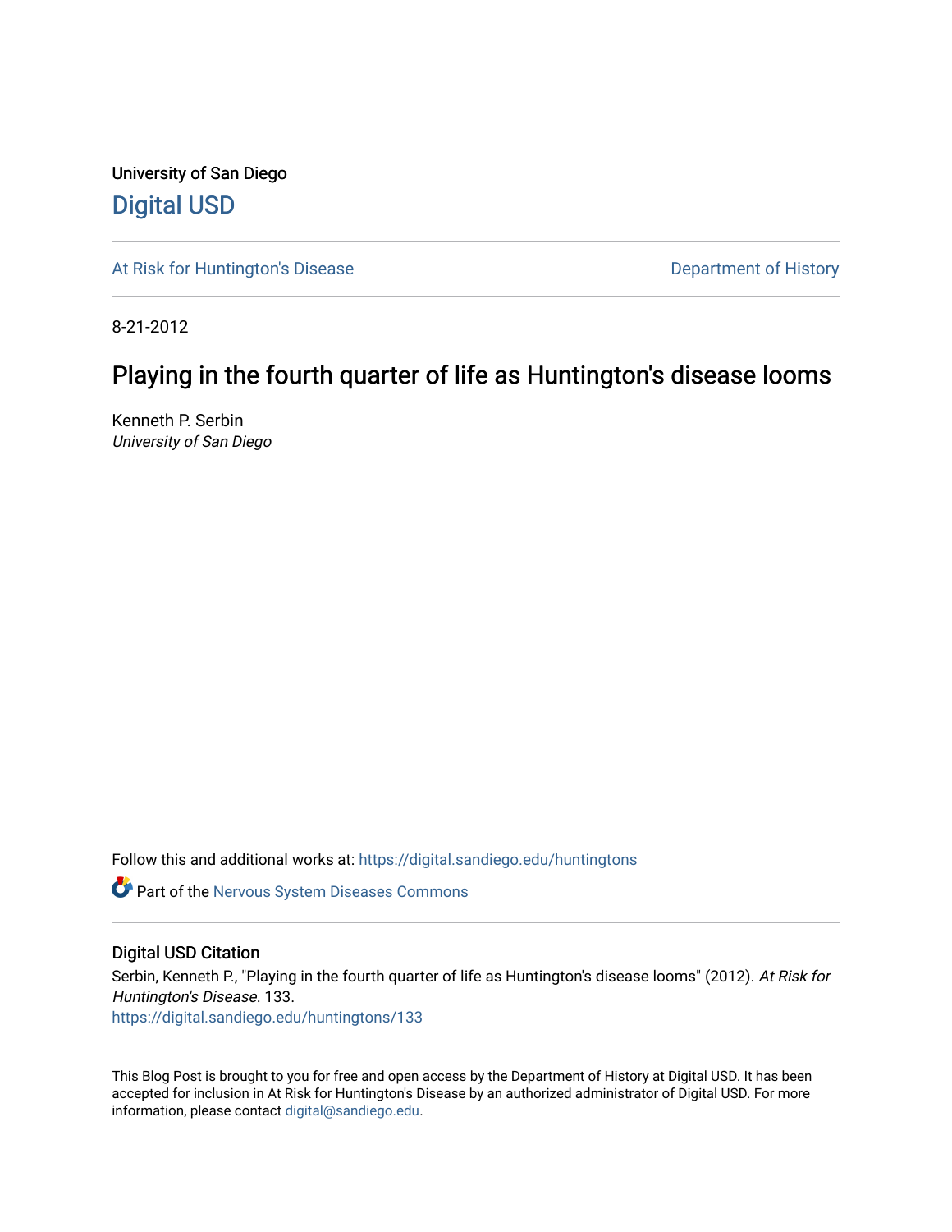University of San Diego

# Digital USD

At Risk for Huntington's Disease

Department of History

8-21-2012

## Playing in the fourth quarter of life as Huntington's disease looms

Kenneth P. Serbin
*University of San Diego*

Follow this and additional works at: https://digital.sandiego.edu/huntingtons

Part of the Nervous System Diseases Commons

### Digital USD Citation

Serbin, Kenneth P., "Playing in the fourth quarter of life as Huntington's disease looms" (2012). *At Risk for Huntington's Disease*. 133.
https://digital.sandiego.edu/huntingtons/133

This Blog Post is brought to you for free and open access by the Department of History at Digital USD. It has been accepted for inclusion in At Risk for Huntington's Disease by an authorized administrator of Digital USD. For more information, please contact digital@sandiego.edu.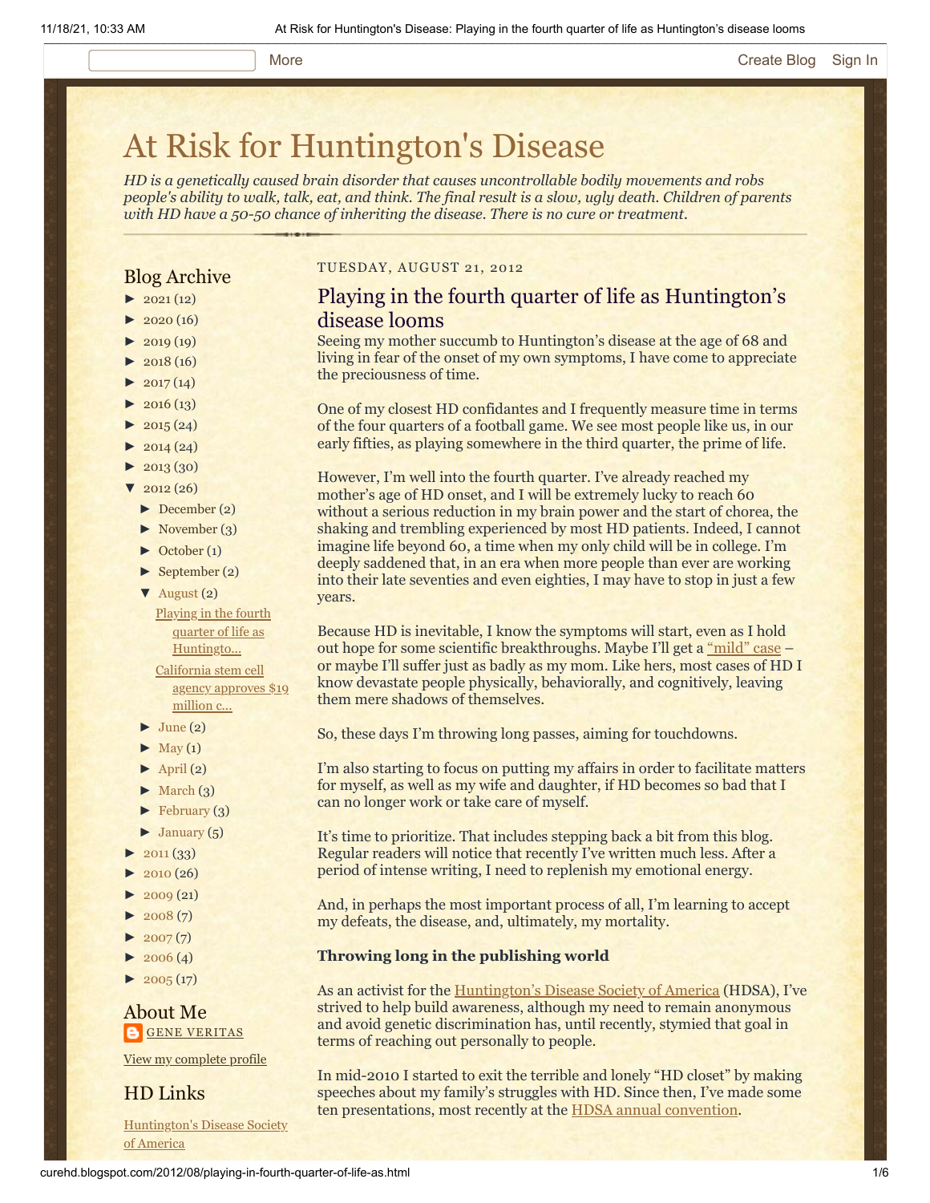# At Risk for Huntington's Disease

*HD is a genetically caused brain disorder that causes uncontrollable bodily movements and robs people's ability to walk, talk, eat, and think. The final result is a slow, ugly death. Children of parents with HD have a 50-50 chance of inheriting the disease. There is no cure or treatment.*

## Blog Archive

- ► 2021 (12)
- ► 2020 (16)
- ► 2019 (19)
- ► 2018 (16)
- ► 2017 (14)
- ► 2016 (13)
- ► 2015 (24)
- ► 2014 (24)
- ► 2013 (30)
- ▼ 2012 (26)
  - ► December (2)
  - ► November (3)
  - ► October (1)
  - ► September (2)
  - ▼ August (2)
    - Playing in the fourth quarter of life as Huntingto...
    - California stem cell agency approves $19 million c...
  - ► June (2)
  - ► May (1)
  - ► April (2)
  - ► March (3)
  - ► February (3)
  - ► January (5)
- ► 2011 (33)
- ► 2010 (26)
- ► 2009 (21)
- ► 2008 (7)
- ► 2007 (7)
- ► 2006 (4)
- ► 2005 (17)

## About Me

GENE VERITAS

View my complete profile

## HD Links

Huntington's Disease Society of America

TUESDAY, AUGUST 21, 2012

## Playing in the fourth quarter of life as Huntington's disease looms

Seeing my mother succumb to Huntington's disease at the age of 68 and living in fear of the onset of my own symptoms, I have come to appreciate the preciousness of time.

One of my closest HD confidantes and I frequently measure time in terms of the four quarters of a football game. We see most people like us, in our early fifties, as playing somewhere in the third quarter, the prime of life.

However, I'm well into the fourth quarter. I've already reached my mother's age of HD onset, and I will be extremely lucky to reach 60 without a serious reduction in my brain power and the start of chorea, the shaking and trembling experienced by most HD patients. Indeed, I cannot imagine life beyond 60, a time when my only child will be in college. I'm deeply saddened that, in an era when more people than ever are working into their late seventies and even eighties, I may have to stop in just a few years.

Because HD is inevitable, I know the symptoms will start, even as I hold out hope for some scientific breakthroughs. Maybe I'll get a "mild" case – or maybe I'll suffer just as badly as my mom. Like hers, most cases of HD I know devastate people physically, behaviorally, and cognitively, leaving them mere shadows of themselves.

So, these days I'm throwing long passes, aiming for touchdowns.

I'm also starting to focus on putting my affairs in order to facilitate matters for myself, as well as my wife and daughter, if HD becomes so bad that I can no longer work or take care of myself.

It's time to prioritize. That includes stepping back a bit from this blog. Regular readers will notice that recently I've written much less. After a period of intense writing, I need to replenish my emotional energy.

And, in perhaps the most important process of all, I'm learning to accept my defeats, the disease, and, ultimately, my mortality.

**Throwing long in the publishing world**

As an activist for the Huntington's Disease Society of America (HDSA), I've strived to help build awareness, although my need to remain anonymous and avoid genetic discrimination has, until recently, stymied that goal in terms of reaching out personally to people.

In mid-2010 I started to exit the terrible and lonely "HD closet" by making speeches about my family's struggles with HD. Since then, I've made some ten presentations, most recently at the HDSA annual convention.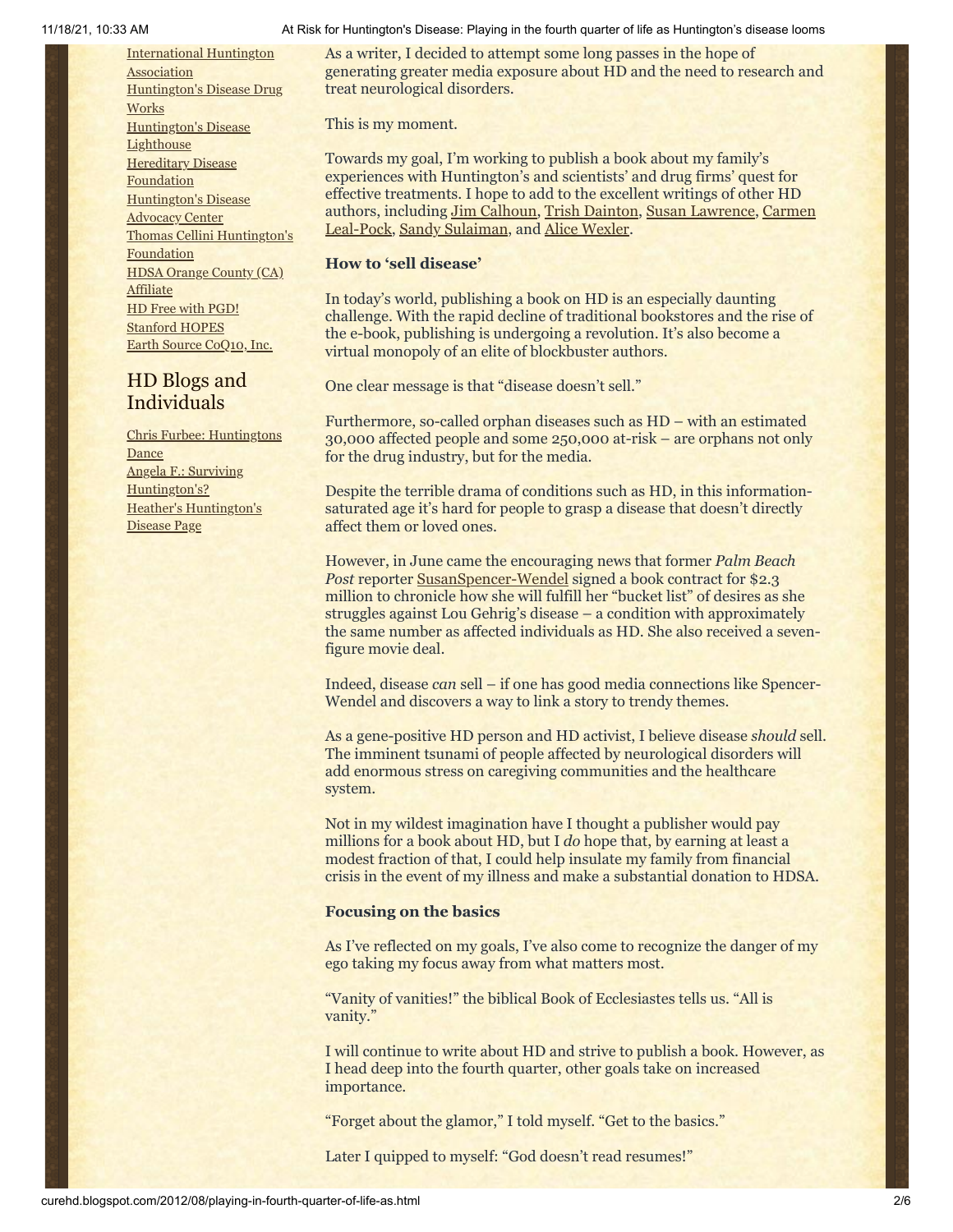[International Huntington Association](#)
[Huntington's Disease Drug Works](#)
[Huntington's Disease Lighthouse](#)
[Hereditary Disease Foundation](#)
[Huntington's Disease Advocacy Center](#)
[Thomas Cellini Huntington's Foundation](#)
[HDSA Orange County (CA) Affiliate](#)
[HD Free with PGD!](#)
[Stanford HOPES](#)
[Earth Source CoQ10, Inc.](#)

## HD Blogs and Individuals

[Chris Furbee: Huntingtons Dance](#)
[Angela F.: Surviving Huntington's?](#)
[Heather's Huntington's Disease Page](#)

As a writer, I decided to attempt some long passes in the hope of generating greater media exposure about HD and the need to research and treat neurological disorders.

This is my moment.

Towards my goal, I'm working to publish a book about my family's experiences with Huntington's and scientists' and drug firms' quest for effective treatments. I hope to add to the excellent writings of other HD authors, including Jim Calhoun, Trish Dainton, Susan Lawrence, Carmen Leal-Pock, Sandy Sulaiman, and Alice Wexler.

**How to 'sell disease'**

In today's world, publishing a book on HD is an especially daunting challenge. With the rapid decline of traditional bookstores and the rise of the e-book, publishing is undergoing a revolution. It's also become a virtual monopoly of an elite of blockbuster authors.

One clear message is that "disease doesn't sell."

Furthermore, so-called orphan diseases such as HD – with an estimated 30,000 affected people and some 250,000 at-risk – are orphans not only for the drug industry, but for the media.

Despite the terrible drama of conditions such as HD, in this information-saturated age it's hard for people to grasp a disease that doesn't directly affect them or loved ones.

However, in June came the encouraging news that former *Palm Beach Post* reporter SusanSpencer-Wendel signed a book contract for $2.3 million to chronicle how she will fulfill her "bucket list" of desires as she struggles against Lou Gehrig's disease – a condition with approximately the same number as affected individuals as HD. She also received a seven-figure movie deal.

Indeed, disease *can* sell – if one has good media connections like Spencer-Wendel and discovers a way to link a story to trendy themes.

As a gene-positive HD person and HD activist, I believe disease *should* sell. The imminent tsunami of people affected by neurological disorders will add enormous stress on caregiving communities and the healthcare system.

Not in my wildest imagination have I thought a publisher would pay millions for a book about HD, but I *do* hope that, by earning at least a modest fraction of that, I could help insulate my family from financial crisis in the event of my illness and make a substantial donation to HDSA.

**Focusing on the basics**

As I've reflected on my goals, I've also come to recognize the danger of my ego taking my focus away from what matters most.

"Vanity of vanities!" the biblical Book of Ecclesiastes tells us. "All is vanity."

I will continue to write about HD and strive to publish a book. However, as I head deep into the fourth quarter, other goals take on increased importance.

"Forget about the glamor," I told myself. "Get to the basics."

Later I quipped to myself: "God doesn't read resumes!"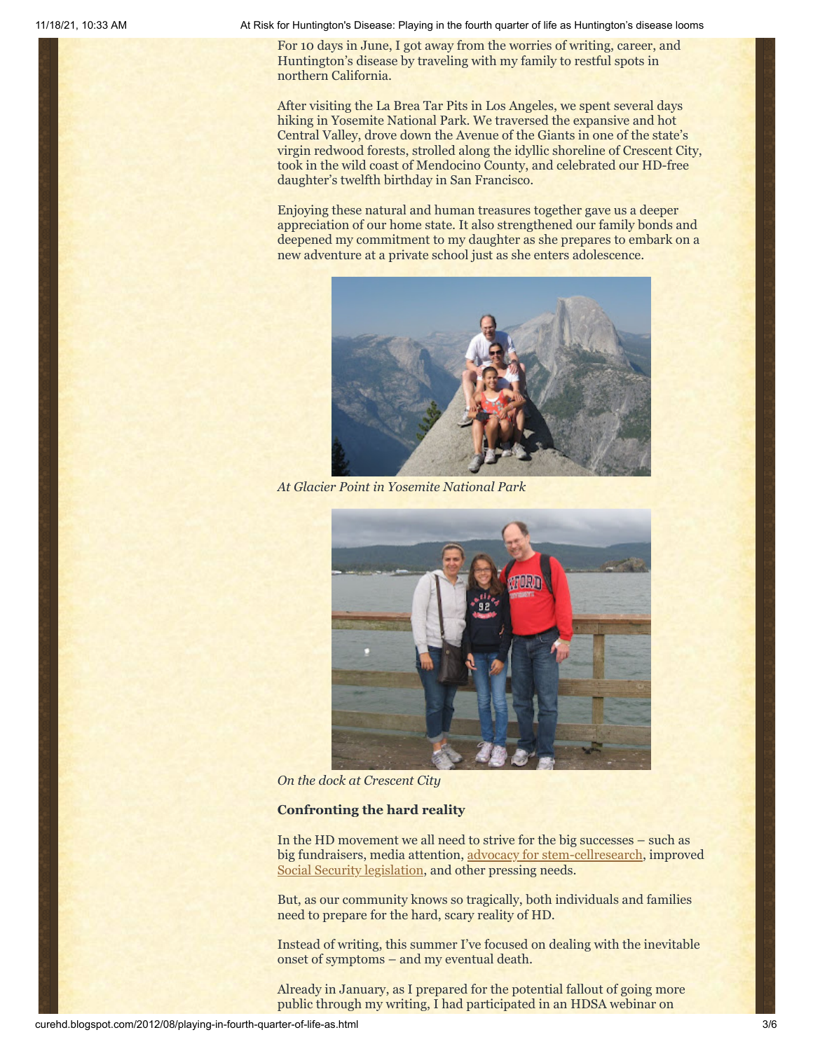For 10 days in June, I got away from the worries of writing, career, and Huntington's disease by traveling with my family to restful spots in northern California.

After visiting the La Brea Tar Pits in Los Angeles, we spent several days hiking in Yosemite National Park. We traversed the expansive and hot Central Valley, drove down the Avenue of the Giants in one of the state's virgin redwood forests, strolled along the idyllic shoreline of Crescent City, took in the wild coast of Mendocino County, and celebrated our HD-free daughter's twelfth birthday in San Francisco.

Enjoying these natural and human treasures together gave us a deeper appreciation of our home state. It also strengthened our family bonds and deepened my commitment to my daughter as she prepares to embark on a new adventure at a private school just as she enters adolescence.

*At Glacier Point in Yosemite National Park*

*On the dock at Crescent City*

**Confronting the hard reality**

In the HD movement we all need to strive for the big successes – such as big fundraisers, media attention, advocacy for stem-cellresearch, improved Social Security legislation, and other pressing needs.

But, as our community knows so tragically, both individuals and families need to prepare for the hard, scary reality of HD.

Instead of writing, this summer I've focused on dealing with the inevitable onset of symptoms – and my eventual death.

Already in January, as I prepared for the potential fallout of going more public through my writing, I had participated in an HDSA webinar on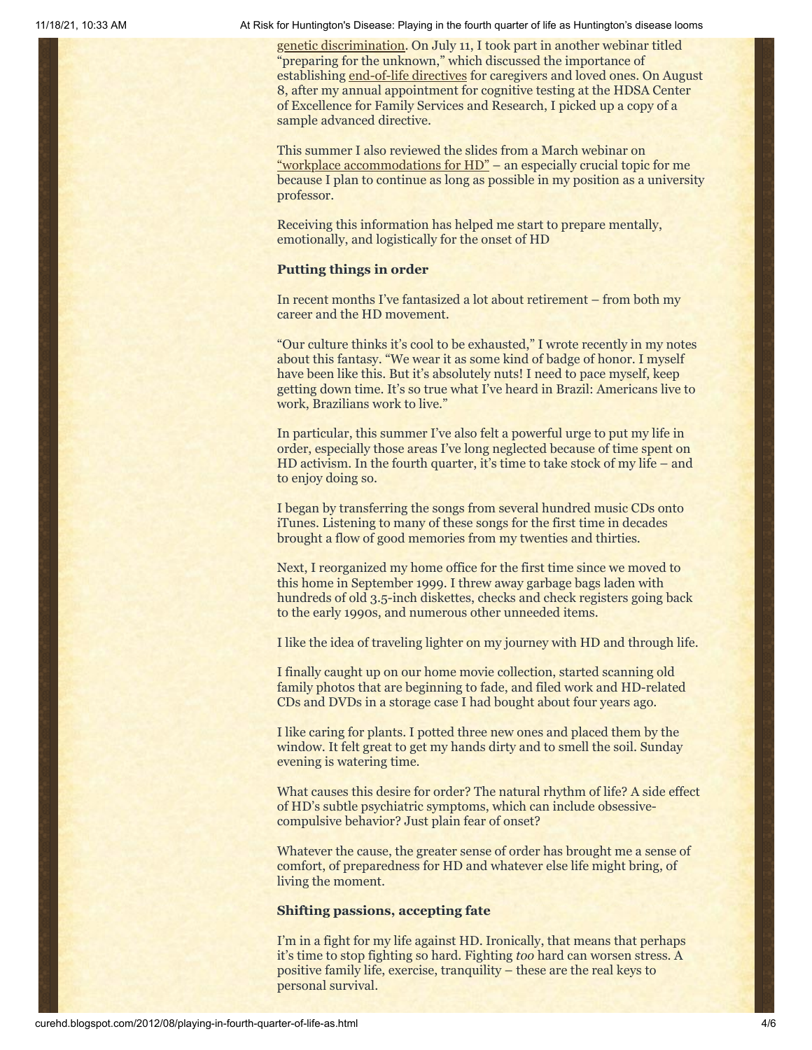genetic discrimination. On July 11, I took part in another webinar titled "preparing for the unknown," which discussed the importance of establishing end-of-life directives for caregivers and loved ones. On August 8, after my annual appointment for cognitive testing at the HDSA Center of Excellence for Family Services and Research, I picked up a copy of a sample advanced directive.

This summer I also reviewed the slides from a March webinar on "workplace accommodations for HD" – an especially crucial topic for me because I plan to continue as long as possible in my position as a university professor.

Receiving this information has helped me start to prepare mentally, emotionally, and logistically for the onset of HD

**Putting things in order**

In recent months I've fantasized a lot about retirement – from both my career and the HD movement.

"Our culture thinks it's cool to be exhausted," I wrote recently in my notes about this fantasy. "We wear it as some kind of badge of honor. I myself have been like this. But it's absolutely nuts! I need to pace myself, keep getting down time. It's so true what I've heard in Brazil: Americans live to work, Brazilians work to live."

In particular, this summer I've also felt a powerful urge to put my life in order, especially those areas I've long neglected because of time spent on HD activism. In the fourth quarter, it's time to take stock of my life – and to enjoy doing so.

I began by transferring the songs from several hundred music CDs onto iTunes. Listening to many of these songs for the first time in decades brought a flow of good memories from my twenties and thirties.

Next, I reorganized my home office for the first time since we moved to this home in September 1999. I threw away garbage bags laden with hundreds of old 3.5-inch diskettes, checks and check registers going back to the early 1990s, and numerous other unneeded items.

I like the idea of traveling lighter on my journey with HD and through life.

I finally caught up on our home movie collection, started scanning old family photos that are beginning to fade, and filed work and HD-related CDs and DVDs in a storage case I had bought about four years ago.

I like caring for plants. I potted three new ones and placed them by the window. It felt great to get my hands dirty and to smell the soil. Sunday evening is watering time.

What causes this desire for order? The natural rhythm of life? A side effect of HD's subtle psychiatric symptoms, which can include obsessive-compulsive behavior? Just plain fear of onset?

Whatever the cause, the greater sense of order has brought me a sense of comfort, of preparedness for HD and whatever else life might bring, of living the moment.

**Shifting passions, accepting fate**

I'm in a fight for my life against HD. Ironically, that means that perhaps it's time to stop fighting so hard. Fighting *too* hard can worsen stress. A positive family life, exercise, tranquility – these are the real keys to personal survival.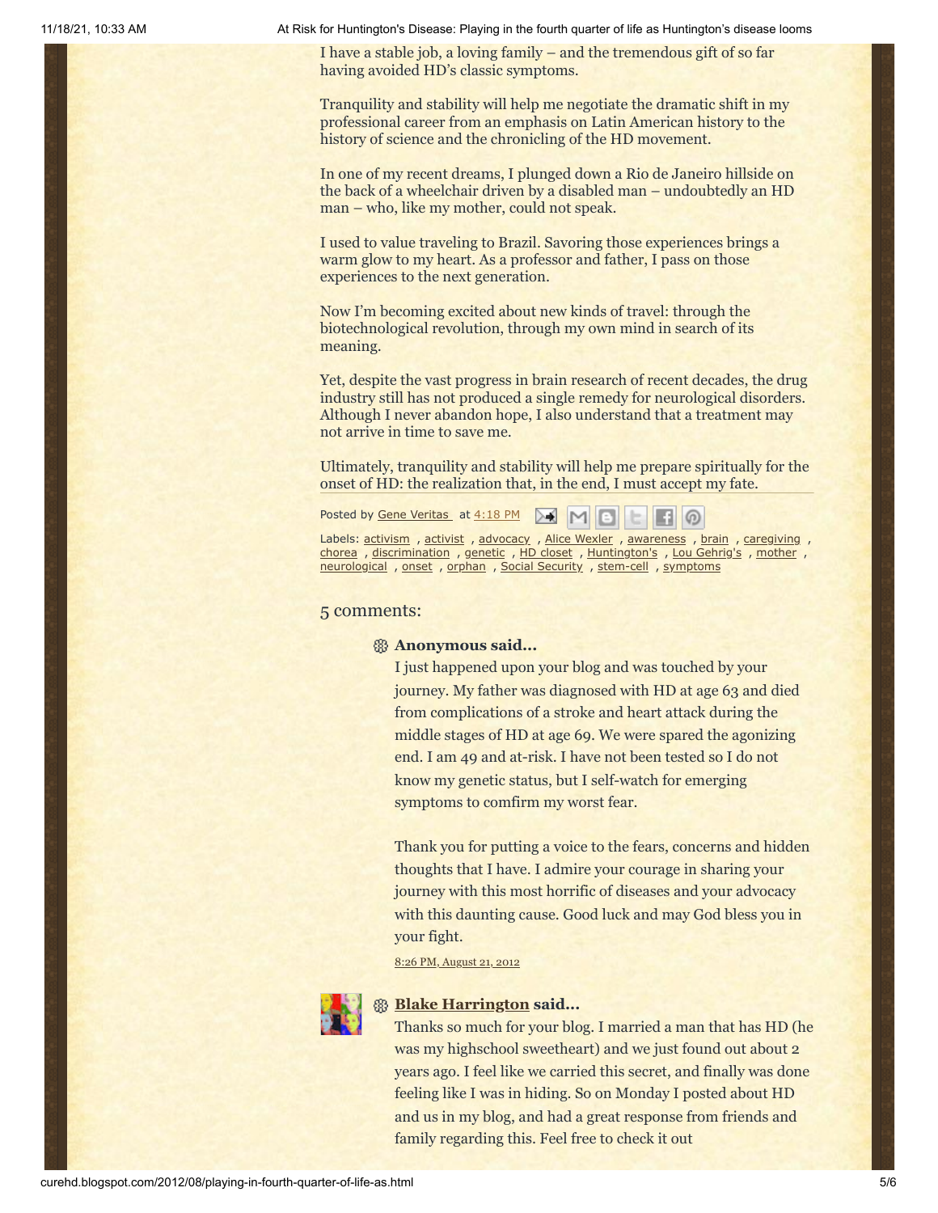I have a stable job, a loving family – and the tremendous gift of so far having avoided HD's classic symptoms.

Tranquility and stability will help me negotiate the dramatic shift in my professional career from an emphasis on Latin American history to the history of science and the chronicling of the HD movement.

In one of my recent dreams, I plunged down a Rio de Janeiro hillside on the back of a wheelchair driven by a disabled man – undoubtedly an HD man – who, like my mother, could not speak.

I used to value traveling to Brazil. Savoring those experiences brings a warm glow to my heart. As a professor and father, I pass on those experiences to the next generation.

Now I'm becoming excited about new kinds of travel: through the biotechnological revolution, through my own mind in search of its meaning.

Yet, despite the vast progress in brain research of recent decades, the drug industry still has not produced a single remedy for neurological disorders. Although I never abandon hope, I also understand that a treatment may not arrive in time to save me.

Ultimately, tranquility and stability will help me prepare spiritually for the onset of HD: the realization that, in the end, I must accept my fate.

Posted by Gene Veritas at 4:18 PM

Labels: activism , activist , advocacy , Alice Wexler , awareness , brain , caregiving , chorea , discrimination , genetic , HD closet , Huntington's , Lou Gehrig's , mother , neurological , onset , orphan , Social Security , stem-cell , symptoms

## 5 comments:

**Anonymous said...**

I just happened upon your blog and was touched by your journey. My father was diagnosed with HD at age 63 and died from complications of a stroke and heart attack during the middle stages of HD at age 69. We were spared the agonizing end. I am 49 and at-risk. I have not been tested so I do not know my genetic status, but I self-watch for emerging symptoms to comfirm my worst fear.

Thank you for putting a voice to the fears, concerns and hidden thoughts that I have. I admire your courage in sharing your journey with this most horrific of diseases and your advocacy with this daunting cause. Good luck and may God bless you in your fight.

8:26 PM, August 21, 2012

**Blake Harrington said...**

Thanks so much for your blog. I married a man that has HD (he was my highschool sweetheart) and we just found out about 2 years ago. I feel like we carried this secret, and finally was done feeling like I was in hiding. So on Monday I posted about HD and us in my blog, and had a great response from friends and family regarding this. Feel free to check it out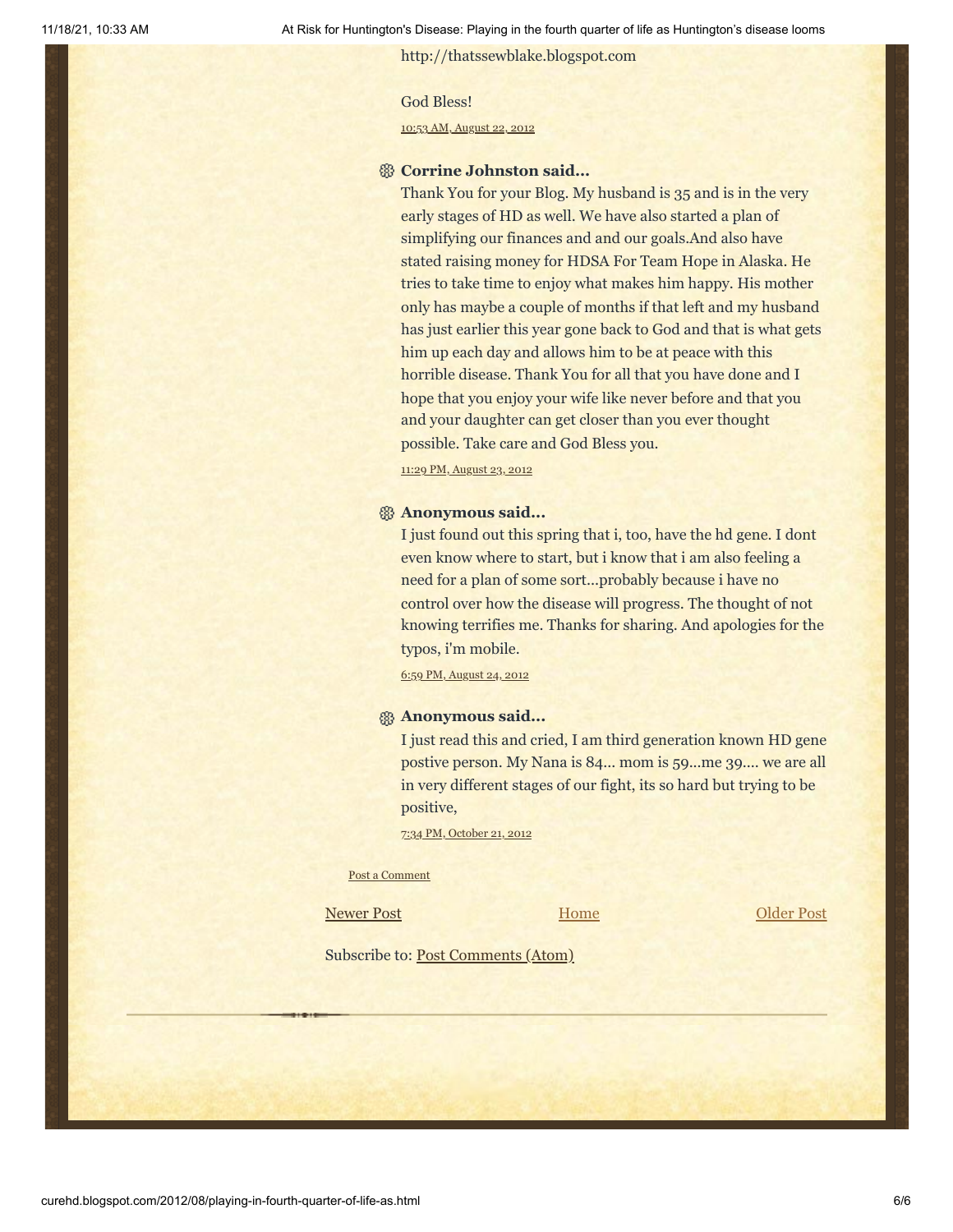http://thatssewblake.blogspot.com

God Bless!

10:53 AM, August 22, 2012

**Corrine Johnston said...**

Thank You for your Blog. My husband is 35 and is in the very early stages of HD as well. We have also started a plan of simplifying our finances and and our goals.And also have stated raising money for HDSA For Team Hope in Alaska. He tries to take time to enjoy what makes him happy. His mother only has maybe a couple of months if that left and my husband has just earlier this year gone back to God and that is what gets him up each day and allows him to be at peace with this horrible disease. Thank You for all that you have done and I hope that you enjoy your wife like never before and that you and your daughter can get closer than you ever thought possible. Take care and God Bless you.

11:29 PM, August 23, 2012

**Anonymous said...**

I just found out this spring that i, too, have the hd gene. I dont even know where to start, but i know that i am also feeling a need for a plan of some sort...probably because i have no control over how the disease will progress. The thought of not knowing terrifies me. Thanks for sharing. And apologies for the typos, i'm mobile.

6:59 PM, August 24, 2012

**Anonymous said...**

I just read this and cried, I am third generation known HD gene postive person. My Nana is 84... mom is 59...me 39.... we are all in very different stages of our fight, its so hard but trying to be positive,

7:34 PM, October 21, 2012

Post a Comment

Newer Post | Home | Older Post

Subscribe to: Post Comments (Atom)